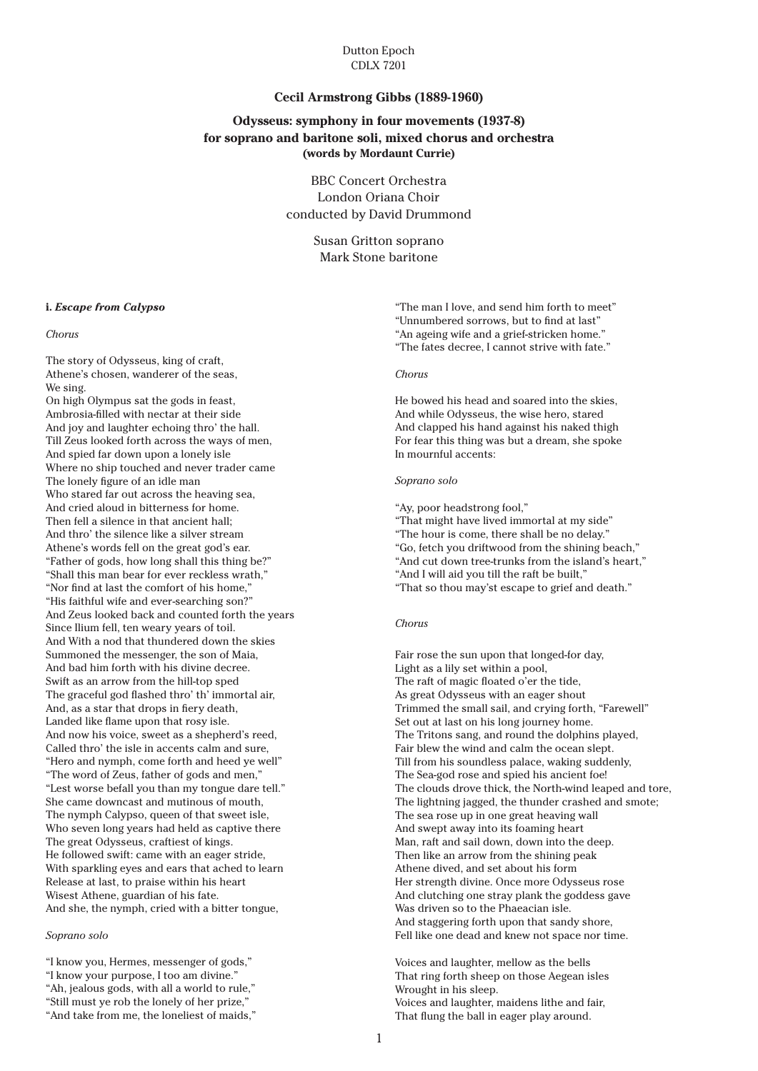Dutton Epoch
CDLX 7201

**Cecil Armstrong Gibbs (1889-1960)**

**Odysseus: symphony in four movements (1937-8)**
**for soprano and baritone soli, mixed chorus and orchestra**
**(words by Mordaunt Currie)**

BBC Concert Orchestra
London Oriana Choir
conducted by David Drummond

Susan Gritton soprano
Mark Stone baritone

**i. *Escape from Calypso***

*Chorus*

The story of Odysseus, king of craft,
Athene's chosen, wanderer of the seas,
We sing.
On high Olympus sat the gods in feast,
Ambrosia-filled with nectar at their side
And joy and laughter echoing thro' the hall.
Till Zeus looked forth across the ways of men,
And spied far down upon a lonely isle
Where no ship touched and never trader came
The lonely figure of an idle man
Who stared far out across the heaving sea,
And cried aloud in bitterness for home.
Then fell a silence in that ancient hall;
And thro' the silence like a silver stream
Athene's words fell on the great god's ear.
"Father of gods, how long shall this thing be?"
"Shall this man bear for ever reckless wrath,"
"Nor find at last the comfort of his home,"
"His faithful wife and ever-searching son?"
And Zeus looked back and counted forth the years
Since Ilium fell, ten weary years of toil.
And With a nod that thundered down the skies
Summoned the messenger, the son of Maia,
And bad him forth with his divine decree.
Swift as an arrow from the hill-top sped
The graceful god flashed thro' th' immortal air,
And, as a star that drops in fiery death,
Landed like flame upon that rosy isle.
And now his voice, sweet as a shepherd's reed,
Called thro' the isle in accents calm and sure,
"Hero and nymph, come forth and heed ye well"
"The word of Zeus, father of gods and men,"
"Lest worse befall you than my tongue dare tell."
She came downcast and mutinous of mouth,
The nymph Calypso, queen of that sweet isle,
Who seven long years had held as captive there
The great Odysseus, craftiest of kings.
He followed swift: came with an eager stride,
With sparkling eyes and ears that ached to learn
Release at last, to praise within his heart
Wisest Athene, guardian of his fate.
And she, the nymph, cried with a bitter tongue,

*Soprano solo*

"I know you, Hermes, messenger of gods,"
"I know your purpose, I too am divine."
"Ah, jealous gods, with all a world to rule,"
"Still must ye rob the lonely of her prize,"
"And take from me, the loneliest of maids,"
"The man I love, and send him forth to meet"
"Unnumbered sorrows, but to find at last"
"An ageing wife and a grief-stricken home."
"The fates decree, I cannot strive with fate."

*Chorus*

He bowed his head and soared into the skies,
And while Odysseus, the wise hero, stared
And clapped his hand against his naked thigh
For fear this thing was but a dream, she spoke
In mournful accents:

*Soprano solo*

"Ay, poor headstrong fool,"
"That might have lived immortal at my side"
"The hour is come, there shall be no delay."
"Go, fetch you driftwood from the shining beach,"
"And cut down tree-trunks from the island's heart,"
"And I will aid you till the raft be built,"
"That so thou may'st escape to grief and death."

*Chorus*

Fair rose the sun upon that longed-for day,
Light as a lily set within a pool,
The raft of magic floated o'er the tide,
As great Odysseus with an eager shout
Trimmed the small sail, and crying forth, "Farewell"
Set out at last on his long journey home.
The Tritons sang, and round the dolphins played,
Fair blew the wind and calm the ocean slept.
Till from his soundless palace, waking suddenly,
The Sea-god rose and spied his ancient foe!
The clouds drove thick, the North-wind leaped and tore,
The lightning jagged, the thunder crashed and smote;
The sea rose up in one great heaving wall
And swept away into its foaming heart
Man, raft and sail down, down into the deep.
Then like an arrow from the shining peak
Athene dived, and set about his form
Her strength divine. Once more Odysseus rose
And clutching one stray plank the goddess gave
Was driven so to the Phaeacian isle.
And staggering forth upon that sandy shore,
Fell like one dead and knew not space nor time.

Voices and laughter, mellow as the bells
That ring forth sheep on those Aegean isles
Wrought in his sleep.
Voices and laughter, maidens lithe and fair,
That flung the ball in eager play around.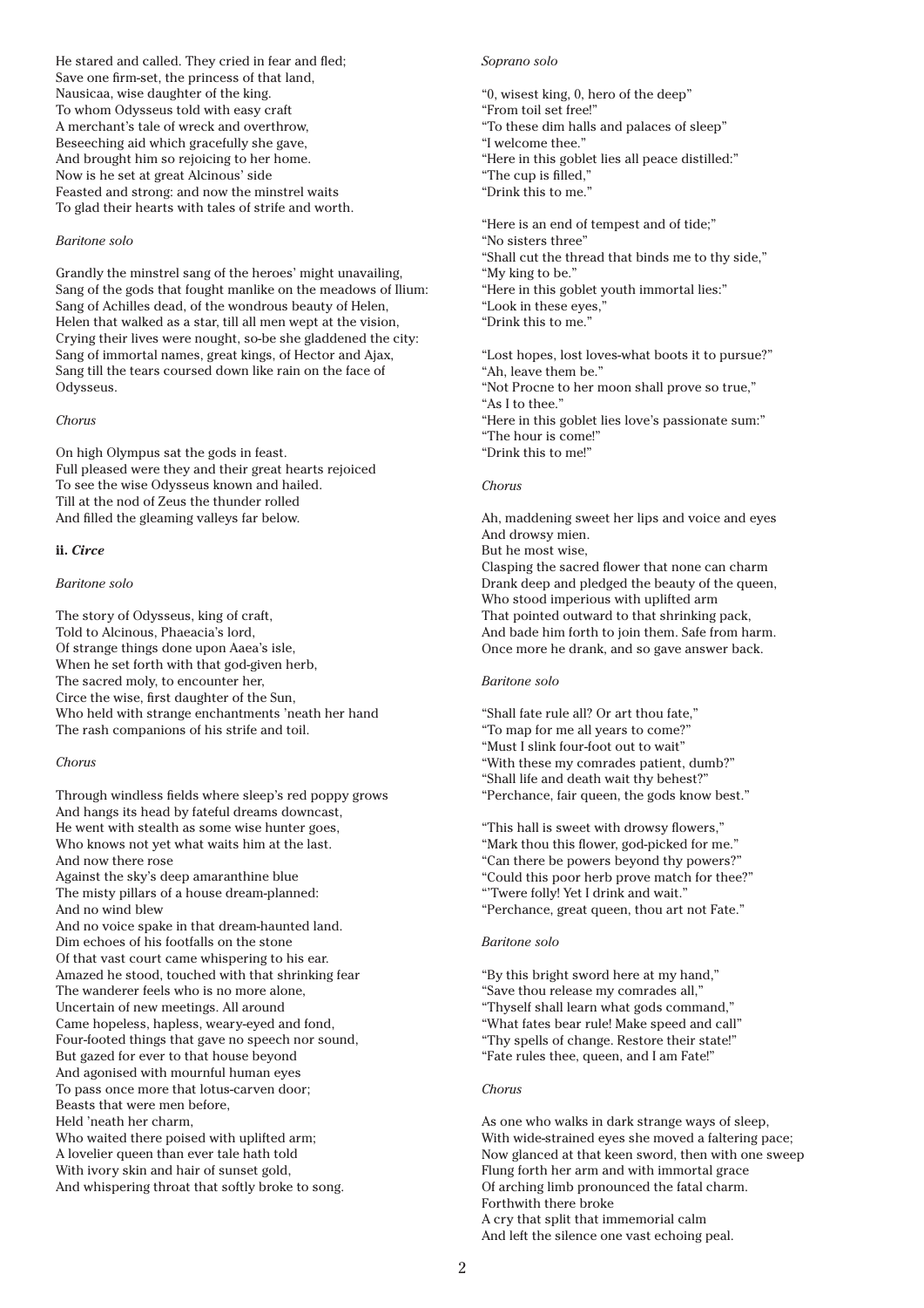He stared and called. They cried in fear and fled;
Save one firm-set, the princess of that land,
Nausicaa, wise daughter of the king.
To whom Odysseus told with easy craft
A merchant's tale of wreck and overthrow,
Beseeching aid which gracefully she gave,
And brought him so rejoicing to her home.
Now is he set at great Alcinous' side
Feasted and strong: and now the minstrel waits
To glad their hearts with tales of strife and worth.

*Baritone solo*

Grandly the minstrel sang of the heroes' might unavailing,
Sang of the gods that fought manlike on the meadows of Ilium:
Sang of Achilles dead, of the wondrous beauty of Helen,
Helen that walked as a star, till all men wept at the vision,
Crying their lives were nought, so-be she gladdened the city:
Sang of immortal names, great kings, of Hector and Ajax,
Sang till the tears coursed down like rain on the face of Odysseus.

*Chorus*

On high Olympus sat the gods in feast.
Full pleased were they and their great hearts rejoiced
To see the wise Odysseus known and hailed.
Till at the nod of Zeus the thunder rolled
And filled the gleaming valleys far below.

**ii. *Circe***

*Baritone solo*

The story of Odysseus, king of craft,
Told to Alcinous, Phaeacia's lord,
Of strange things done upon Aaea's isle,
When he set forth with that god-given herb,
The sacred moly, to encounter her,
Circe the wise, first daughter of the Sun,
Who held with strange enchantments 'neath her hand
The rash companions of his strife and toil.

*Chorus*

Through windless fields where sleep's red poppy grows
And hangs its head by fateful dreams downcast,
He went with stealth as some wise hunter goes,
Who knows not yet what waits him at the last.
And now there rose
Against the sky's deep amaranthine blue
The misty pillars of a house dream-planned:
And no wind blew
And no voice spake in that dream-haunted land.
Dim echoes of his footfalls on the stone
Of that vast court came whispering to his ear.
Amazed he stood, touched with that shrinking fear
The wanderer feels who is no more alone,
Uncertain of new meetings. All around
Came hopeless, hapless, weary-eyed and fond,
Four-footed things that gave no speech nor sound,
But gazed for ever to that house beyond
And agonised with mournful human eyes
To pass once more that lotus-carven door;
Beasts that were men before,
Held 'neath her charm,
Who waited there poised with uplifted arm;
A lovelier queen than ever tale hath told
With ivory skin and hair of sunset gold,
And whispering throat that softly broke to song.

*Soprano solo*

"0, wisest king, 0, hero of the deep"
"From toil set free!"
"To these dim halls and palaces of sleep"
"I welcome thee."
"Here in this goblet lies all peace distilled:"
"The cup is filled,"
"Drink this to me."

"Here is an end of tempest and of tide;"
"No sisters three"
"Shall cut the thread that binds me to thy side,"
"My king to be."
"Here in this goblet youth immortal lies:"
"Look in these eyes,"
"Drink this to me."

"Lost hopes, lost loves-what boots it to pursue?"
"Ah, leave them be."
"Not Procne to her moon shall prove so true,"
"As I to thee."
"Here in this goblet lies love's passionate sum:"
"The hour is come!"
"Drink this to me!"

*Chorus*

Ah, maddening sweet her lips and voice and eyes
And drowsy mien.
But he most wise,
Clasping the sacred flower that none can charm
Drank deep and pledged the beauty of the queen,
Who stood imperious with uplifted arm
That pointed outward to that shrinking pack,
And bade him forth to join them. Safe from harm.
Once more he drank, and so gave answer back.

*Baritone solo*

"Shall fate rule all? Or art thou fate,"
"To map for me all years to come?"
"Must I slink four-foot out to wait"
"With these my comrades patient, dumb?"
"Shall life and death wait thy behest?"
"Perchance, fair queen, the gods know best."

"This hall is sweet with drowsy flowers,"
"Mark thou this flower, god-picked for me."
"Can there be powers beyond thy powers?"
"Could this poor herb prove match for thee?"
"'Twere folly! Yet I drink and wait."
"Perchance, great queen, thou art not Fate."

*Baritone solo*

"By this bright sword here at my hand,"
"Save thou release my comrades all,"
"Thyself shall learn what gods command,"
"What fates bear rule! Make speed and call"
"Thy spells of change. Restore their state!"
"Fate rules thee, queen, and I am Fate!"

*Chorus*

As one who walks in dark strange ways of sleep,
With wide-strained eyes she moved a faltering pace;
Now glanced at that keen sword, then with one sweep
Flung forth her arm and with immortal grace
Of arching limb pronounced the fatal charm.
Forthwith there broke
A cry that split that immemorial calm
And left the silence one vast echoing peal.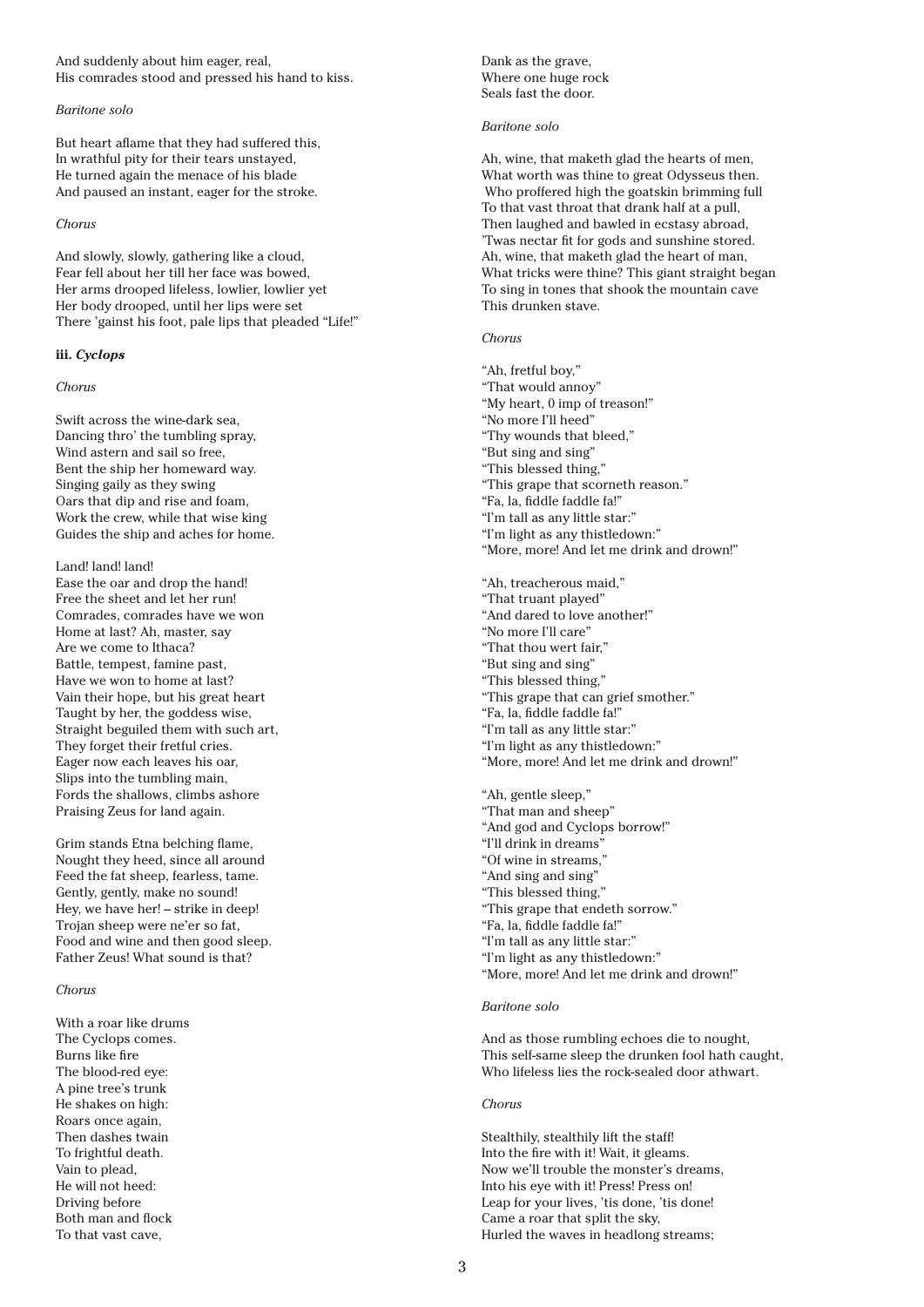And suddenly about him eager, real,
His comrades stood and pressed his hand to kiss.

*Baritone solo*

But heart aflame that they had suffered this,
In wrathful pity for their tears unstayed,
He turned again the menace of his blade
And paused an instant, eager for the stroke.

*Chorus*

And slowly, slowly, gathering like a cloud,
Fear fell about her till her face was bowed,
Her arms drooped lifeless, lowlier, lowlier yet
Her body drooped, until her lips were set
There 'gainst his foot, pale lips that pleaded "Life!"

### iii. *Cyclops*

*Chorus*

Swift across the wine-dark sea,
Dancing thro' the tumbling spray,
Wind astern and sail so free,
Bent the ship her homeward way.
Singing gaily as they swing
Oars that dip and rise and foam,
Work the crew, while that wise king
Guides the ship and aches for home.

Land! land! land!
Ease the oar and drop the hand!
Free the sheet and let her run!
Comrades, comrades have we won
Home at last? Ah, master, say
Are we come to Ithaca?
Battle, tempest, famine past,
Have we won to home at last?
Vain their hope, but his great heart
Taught by her, the goddess wise,
Straight beguiled them with such art,
They forget their fretful cries.
Eager now each leaves his oar,
Slips into the tumbling main,
Fords the shallows, climbs ashore
Praising Zeus for land again.

Grim stands Etna belching flame,
Nought they heed, since all around
Feed the fat sheep, fearless, tame.
Gently, gently, make no sound!
Hey, we have her! – strike in deep!
Trojan sheep were ne'er so fat,
Food and wine and then good sleep.
Father Zeus! What sound is that?

*Chorus*

With a roar like drums
The Cyclops comes.
Burns like fire
The blood-red eye:
A pine tree's trunk
He shakes on high:
Roars once again,
Then dashes twain
To frightful death.
Vain to plead,
He will not heed:
Driving before
Both man and flock
To that vast cave,
Dank as the grave,
Where one huge rock
Seals fast the door.

*Baritone solo*

Ah, wine, that maketh glad the hearts of men,
What worth was thine to great Odysseus then.
Who proffered high the goatskin brimming full
To that vast throat that drank half at a pull,
Then laughed and bawled in ecstasy abroad,
'Twas nectar fit for gods and sunshine stored.
Ah, wine, that maketh glad the heart of man,
What tricks were thine? This giant straight began
To sing in tones that shook the mountain cave
This drunken stave.

*Chorus*

"Ah, fretful boy,"
"That would annoy"
"My heart, O imp of treason!"
"No more I'll heed"
"Thy wounds that bleed,"
"But sing and sing"
"This blessed thing,"
"This grape that scorneth reason."
"Fa, la, fiddle faddle fa!"
"I'm tall as any little star:"
"I'm light as any thistledown:"
"More, more! And let me drink and drown!"

"Ah, treacherous maid,"
"That truant played"
"And dared to love another!"
"No more I'll care"
"That thou wert fair,"
"But sing and sing"
"This blessed thing,"
"This grape that can grief smother."
"Fa, la, fiddle faddle fa!"
"I'm tall as any little star:"
"I'm light as any thistledown:"
"More, more! And let me drink and drown!"

"Ah, gentle sleep,"
"That man and sheep"
"And god and Cyclops borrow!"
"I'll drink in dreams"
"Of wine in streams,"
"And sing and sing"
"This blessed thing,"
"This grape that endeth sorrow."
"Fa, la, fiddle faddle fa!"
"I'm tall as any little star:"
"I'm light as any thistledown:"
"More, more! And let me drink and drown!"

*Baritone solo*

And as those rumbling echoes die to nought,
This self-same sleep the drunken fool hath caught,
Who lifeless lies the rock-sealed door athwart.

*Chorus*

Stealthily, stealthily lift the staff!
Into the fire with it! Wait, it gleams.
Now we'll trouble the monster's dreams,
Into his eye with it! Press! Press on!
Leap for your lives, 'tis done, 'tis done!
Came a roar that split the sky,
Hurled the waves in headlong streams;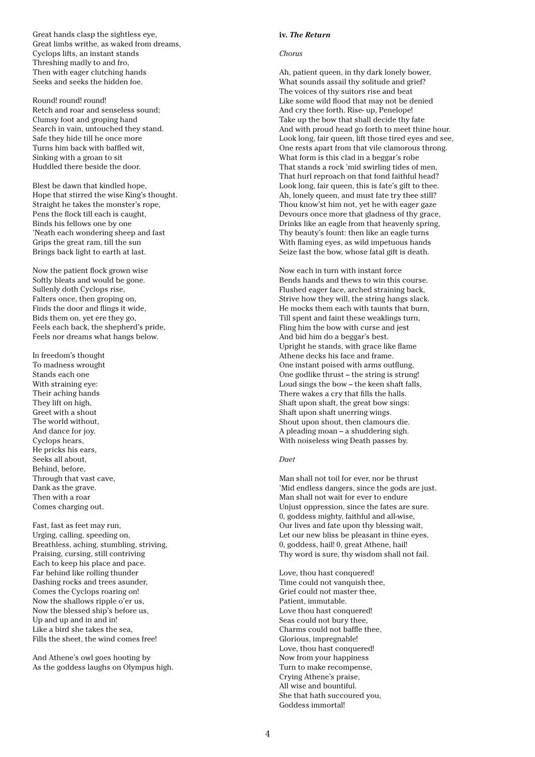Great hands clasp the sightless eye,
Great limbs writhe, as waked from dreams,
Cyclops lifts, an instant stands
Threshing madly to and fro,
Then with eager clutching hands
Seeks and seeks the hidden foe.

Round! round! round!
Retch and roar and senseless sound;
Clumsy foot and groping hand
Search in vain, untouched they stand.
Safe they hide till he once more
Turns him back with baffled wit,
Sinking with a groan to sit
Huddled there beside the door.

Blest be dawn that kindled hope,
Hope that stirred the wise King's thought.
Straight he takes the monster's rope,
Pens the flock till each is caught,
Binds his fellows one by one
'Neath each wondering sheep and fast
Grips the great ram, till the sun
Brings back light to earth at last.

Now the patient flock grown wise
Softly bleats and would be gone.
Sullenly doth Cyclops rise,
Falters once, then groping on,
Finds the door and flings it wide,
Bids them on, yet ere they go,
Feels each back, the shepherd's pride,
Feels nor dreams what hangs below.

In freedom's thought
To madness wrought
Stands each one
With straining eye:
Their aching hands
They lift on high,
Greet with a shout
The world without,
And dance for joy.
Cyclops hears,
He pricks his ears,
Seeks all about,
Behind, before,
Through that vast cave,
Dank as the grave.
Then with a roar
Comes charging out.

Fast, fast as feet may run,
Urging, calling, speeding on,
Breathless, aching, stumbling, striving,
Praising, cursing, still contriving
Each to keep his place and pace.
Far behind like rolling thunder
Dashing rocks and trees asunder,
Comes the Cyclops roaring on!
Now the shallows ripple o'er us,
Now the blessed ship's before us,
Up and up and in and in!
Like a bird she takes the sea,
Fills the sheet, the wind comes free!

And Athene's owl goes hooting by
As the goddess laughs on Olympus high.

**iv. *The Return***

*Chorus*

Ah, patient queen, in thy dark lonely bower,
What sounds assail thy solitude and grief?
The voices of thy suitors rise and beat
Like some wild flood that may not be denied
And cry thee forth. Rise- up, Penelope!
Take up the bow that shall decide thy fate
And with proud head go forth to meet thine hour.
Look long, fair queen, lift those tired eyes and see,
One rests apart from that vile clamorous throng.
What form is this clad in a beggar's robe
That stands a rock 'mid swirling tides of men,
That hurl reproach on that fond faithful head?
Look long, fair queen, this is fate's gift to thee.
Ah, lonely queen, and must fate try thee still?
Thou know'st him not, yet he with eager gaze
Devours once more that gladness of thy grace,
Drinks like an eagle from that heavenly spring,
Thy beauty's fount: then like an eagle turns
With flaming eyes, as wild impetuous hands
Seize fast the bow, whose fatal gift is death.

Now each in turn with instant force
Bends hands and thews to win this course.
Flushed eager face, arched straining back,
Strive how they will, the string hangs slack.
He mocks them each with taunts that burn,
Till spent and faint these weaklings turn,
Fling him the bow with curse and jest
And bid him do a beggar's best.
Upright he stands, with grace like flame
Athene decks his face and frame.
One instant poised with arms outflung,
One godlike thrust – the string is strung!
Loud sings the bow – the keen shaft falls,
There wakes a cry that fills the halls.
Shaft upon shaft, the great bow sings:
Shaft upon shaft unerring wings.
Shout upon shout, then clamours die.
A pleading moan – a shuddering sigh.
With noiseless wing Death passes by.

*Duet*

Man shall not toil for ever, nor be thrust
'Mid endless dangers, since the gods are just.
Man shall not wait for ever to endure
Unjust oppression, since the fates are sure.
0, goddess mighty, faithful and all-wise,
Our lives and fate upon thy blessing wait,
Let our new bliss be pleasant in thine eyes.
0, goddess, hail! 0, great Athene, hail!
Thy word is sure, thy wisdom shall not fail.

Love, thou hast conquered!
Time could not vanquish thee,
Grief could not master thee,
Patient, immutable.
Love thou hast conquered!
Seas could not bury thee,
Charms could not baffle thee,
Glorious, impregnable!
Love, thou hast conquered!
Now from your happiness
Turn to make recompense,
Crying Athene's praise,
All wise and bountiful.
She that hath succoured you,
Goddess immortal!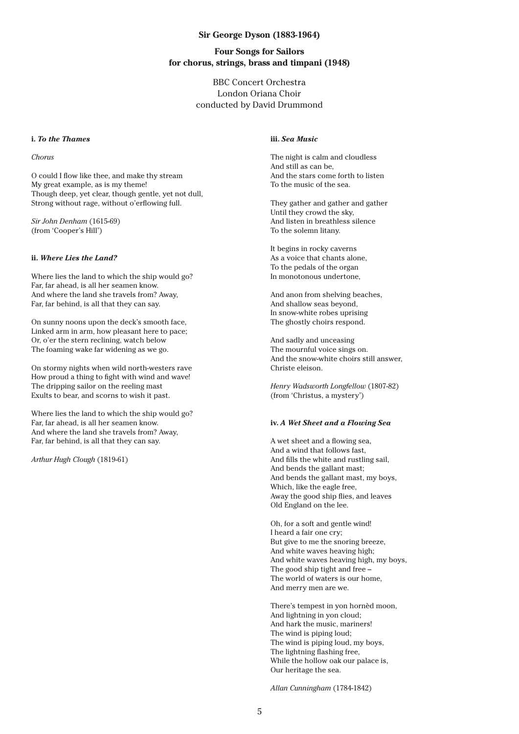**Sir George Dyson (1883-1964)**

**Four Songs for Sailors**
**for chorus, strings, brass and timpani (1948)**

BBC Concert Orchestra
London Oriana Choir
conducted by David Drummond

**i.** ***To the Thames***

*Chorus*

O could I flow like thee, and make thy stream
My great example, as is my theme!
Though deep, yet clear, though gentle, yet not dull,
Strong without rage, without o'erflowing full.

*Sir John Denham* (1615-69)
(from 'Cooper's Hill')

**ii.** ***Where Lies the Land?***

Where lies the land to which the ship would go?
Far, far ahead, is all her seamen know.
And where the land she travels from? Away,
Far, far behind, is all that they can say.

On sunny noons upon the deck's smooth face,
Linked arm in arm, how pleasant here to pace;
Or, o'er the stern reclining, watch below
The foaming wake far widening as we go.

On stormy nights when wild north-westers rave
How proud a thing to fight with wind and wave!
The dripping sailor on the reeling mast
Exults to bear, and scorns to wish it past.

Where lies the land to which the ship would go?
Far, far ahead, is all her seamen know.
And where the land she travels from? Away,
Far, far behind, is all that they can say.

*Arthur Hugh Clough* (1819-61)

**iii.** ***Sea Music***

The night is calm and cloudless
And still as can be,
And the stars come forth to listen
To the music of the sea.

They gather and gather and gather
Until they crowd the sky,
And listen in breathless silence
To the solemn litany.

It begins in rocky caverns
As a voice that chants alone,
To the pedals of the organ
In monotonous undertone,

And anon from shelving beaches,
And shallow seas beyond,
In snow-white robes uprising
The ghostly choirs respond.

And sadly and unceasing
The mournful voice sings on.
And the snow-white choirs still answer,
Christe eleison.

*Henry Wadsworth Longfellow* (1807-82)
(from 'Christus, a mystery')

**iv.** ***A Wet Sheet and a Flowing Sea***

A wet sheet and a flowing sea,
And a wind that follows fast,
And fills the white and rustling sail,
And bends the gallant mast;
And bends the gallant mast, my boys,
Which, like the eagle free,
Away the good ship flies, and leaves
Old England on the lee.

Oh, for a soft and gentle wind!
I heard a fair one cry;
But give to me the snoring breeze,
And white waves heaving high;
And white waves heaving high, my boys,
The good ship tight and free –
The world of waters is our home,
And merry men are we.

There's tempest in yon hornèd moon,
And lightning in yon cloud;
And hark the music, mariners!
The wind is piping loud;
The wind is piping loud, my boys,
The lightning flashing free,
While the hollow oak our palace is,
Our heritage the sea.

*Allan Cunningham* (1784-1842)